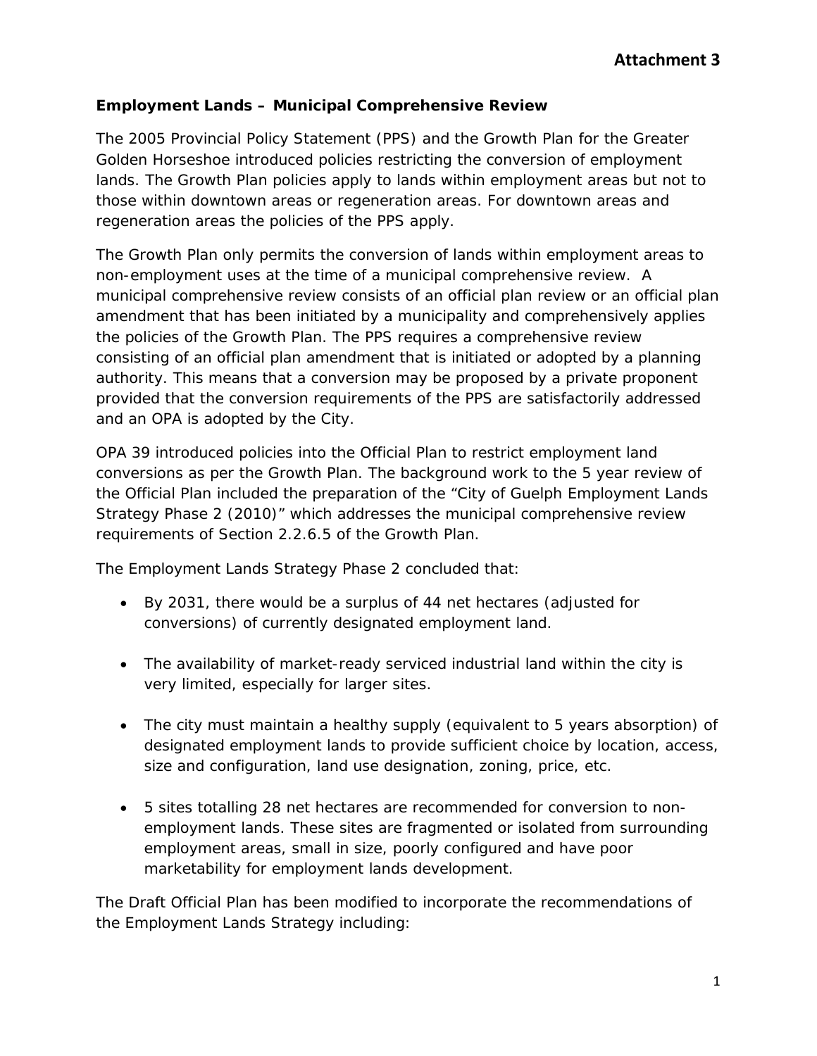**Attachment 3**

**Employment Lands – Municipal Comprehensive Review**

The 2005 Provincial Policy Statement (PPS) and the Growth Plan for the Greater Golden Horseshoe introduced policies restricting the conversion of employment lands. The Growth Plan policies apply to lands within employment areas but not to those within downtown areas or regeneration areas. For downtown areas and regeneration areas the policies of the PPS apply.

The Growth Plan only permits the conversion of lands within employment areas to non-employment uses at the time of a municipal comprehensive review. A municipal comprehensive review consists of an official plan review or an official plan amendment that has been initiated by a municipality and comprehensively applies the policies of the Growth Plan. The PPS requires a comprehensive review consisting of an official plan amendment that is initiated or adopted by a planning authority. This means that a conversion may be proposed by a private proponent provided that the conversion requirements of the PPS are satisfactorily addressed and an OPA is adopted by the City.

OPA 39 introduced policies into the Official Plan to restrict employment land conversions as per the Growth Plan. The background work to the 5 year review of the Official Plan included the preparation of the "City of Guelph Employment Lands Strategy Phase 2 (2010)" which addresses the municipal comprehensive review requirements of Section 2.2.6.5 of the Growth Plan.

The Employment Lands Strategy Phase 2 concluded that:

- By 2031, there would be a surplus of 44 net hectares (adjusted for conversions) of currently designated employment land.
- The availability of market-ready serviced industrial land within the city is very limited, especially for larger sites.
- The city must maintain a healthy supply (equivalent to 5 years absorption) of designated employment lands to provide sufficient choice by location, access, size and configuration, land use designation, zoning, price, etc.
- 5 sites totalling 28 net hectares are recommended for conversion to non-employment lands. These sites are fragmented or isolated from surrounding employment areas, small in size, poorly configured and have poor marketability for employment lands development.

The Draft Official Plan has been modified to incorporate the recommendations of the Employment Lands Strategy including: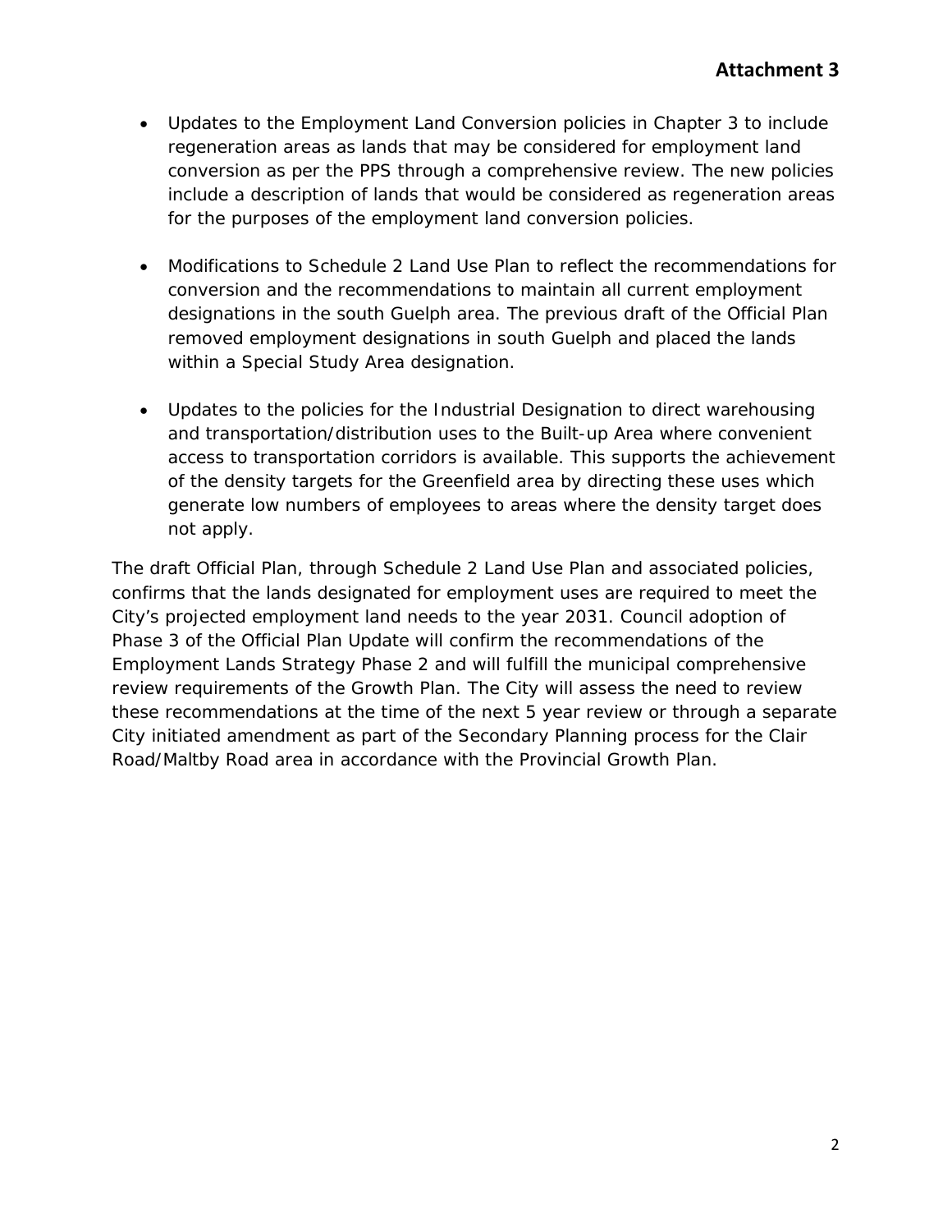- Updates to the Employment Land Conversion policies in Chapter 3 to include regeneration areas as lands that may be considered for employment land conversion as per the PPS through a comprehensive review. The new policies include a description of lands that would be considered as regeneration areas for the purposes of the employment land conversion policies.

- Modifications to Schedule 2 Land Use Plan to reflect the recommendations for conversion and the recommendations to maintain all current employment designations in the south Guelph area. The previous draft of the Official Plan removed employment designations in south Guelph and placed the lands within a Special Study Area designation.

- Updates to the policies for the Industrial Designation to direct warehousing and transportation/distribution uses to the Built-up Area where convenient access to transportation corridors is available. This supports the achievement of the density targets for the Greenfield area by directing these uses which generate low numbers of employees to areas where the density target does not apply.

The draft Official Plan, through Schedule 2 Land Use Plan and associated policies, confirms that the lands designated for employment uses are required to meet the City's projected employment land needs to the year 2031. Council adoption of Phase 3 of the Official Plan Update will confirm the recommendations of the Employment Lands Strategy Phase 2 and will fulfill the municipal comprehensive review requirements of the Growth Plan. The City will assess the need to review these recommendations at the time of the next 5 year review or through a separate City initiated amendment as part of the Secondary Planning process for the Clair Road/Maltby Road area in accordance with the Provincial Growth Plan.